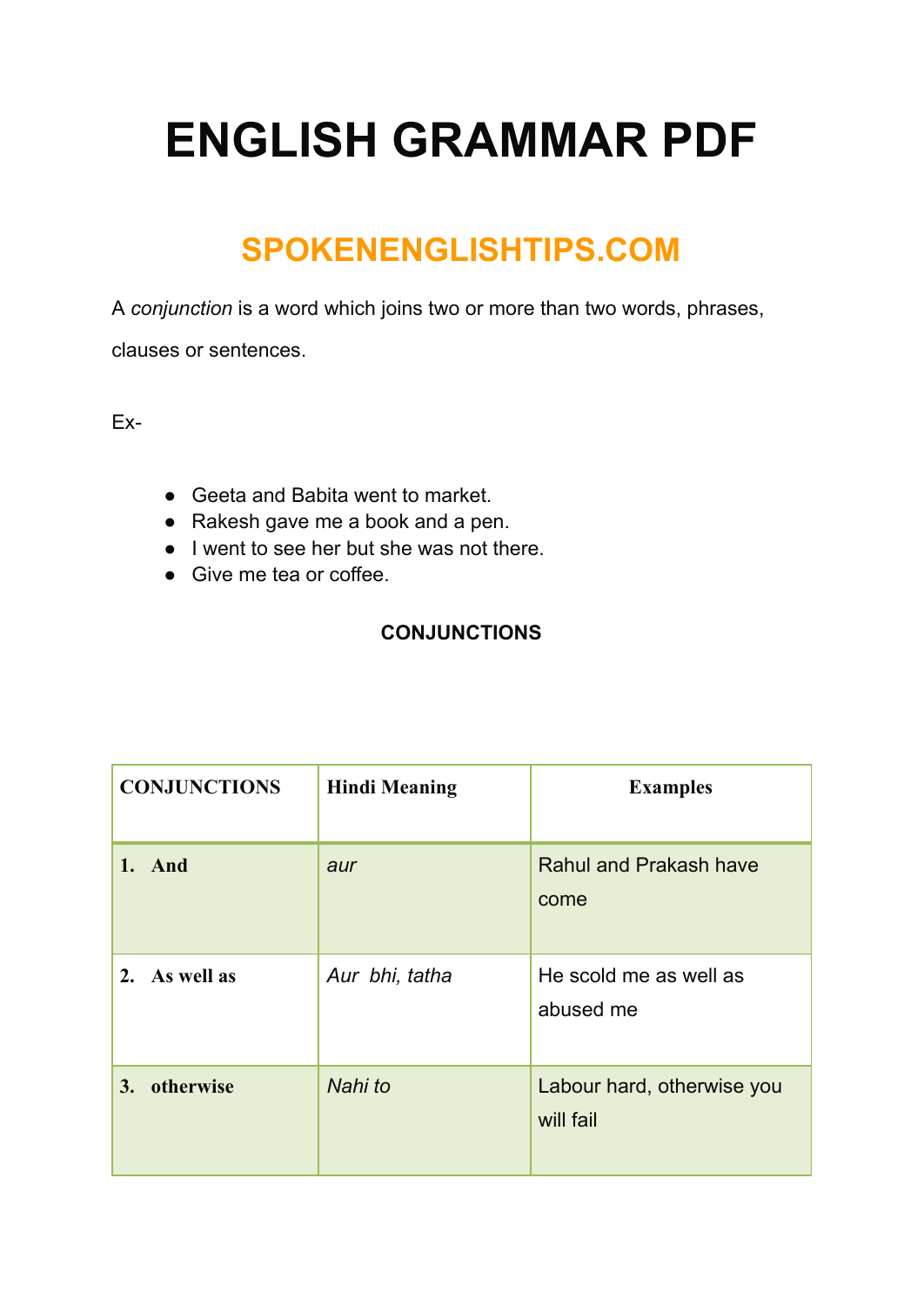# ENGLISH GRAMMAR PDF

## SPOKENENGLISHTIPS.COM

A *conjunction* is a word which joins two or more than two words, phrases, clauses or sentences.

Ex-

- Geeta and Babita went to market.
- Rakesh gave me a book and a pen.
- I went to see her but she was not there.
- Give me tea or coffee.

**CONJUNCTIONS**

| CONJUNCTIONS | Hindi Meaning | Examples |
|---|---|---|
| **1. And** | *aur* | Rahul and Prakash have come |
| **2. As well as** | *Aur bhi, tatha* | He scold me as well as abused me |
| **3. otherwise** | *Nahi to* | Labour hard, otherwise you will fail |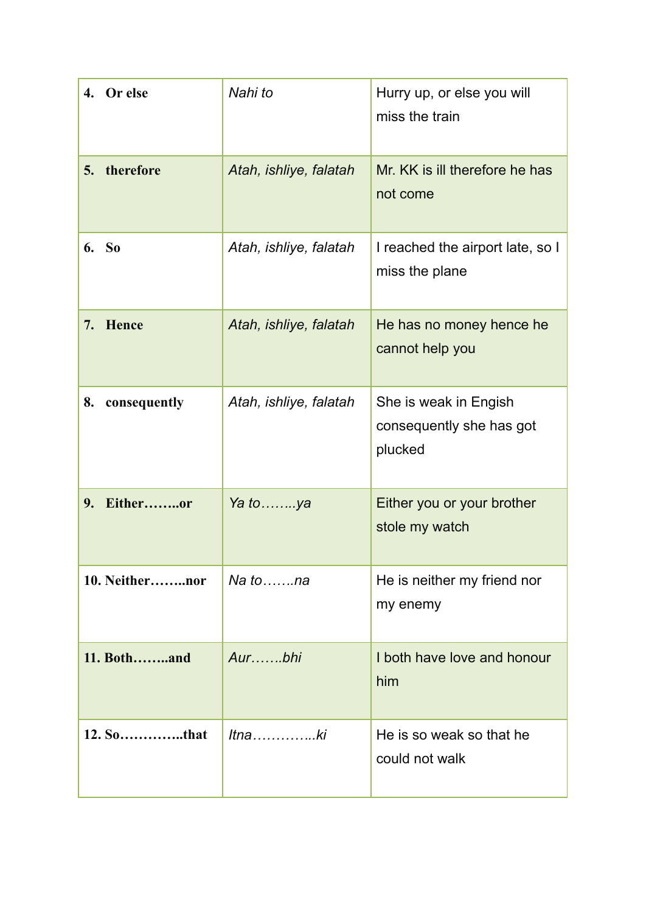| | | |
|---|---|---|
| **4. Or else** | *Nahi to* | Hurry up, or else you will miss the train |
| **5. therefore** | *Atah, ishliye, falatah* | Mr. KK is ill therefore he has not come |
| **6. So** | *Atah, ishliye, falatah* | I reached the airport late, so I miss the plane |
| **7. Hence** | *Atah, ishliye, falatah* | He has no money hence he cannot help you |
| **8. consequently** | *Atah, ishliye, falatah* | She is weak in Engish consequently she has got plucked |
| **9. Either……..or** | *Ya to……..ya* | Either you or your brother stole my watch |
| **10. Neither……..nor** | *Na to…….na* | He is neither my friend nor my enemy |
| **11. Both……..and** | *Aur…….bhi* | I both have love and honour him |
| **12. So…………..that** | *Itna…………..ki* | He is so weak so that he could not walk |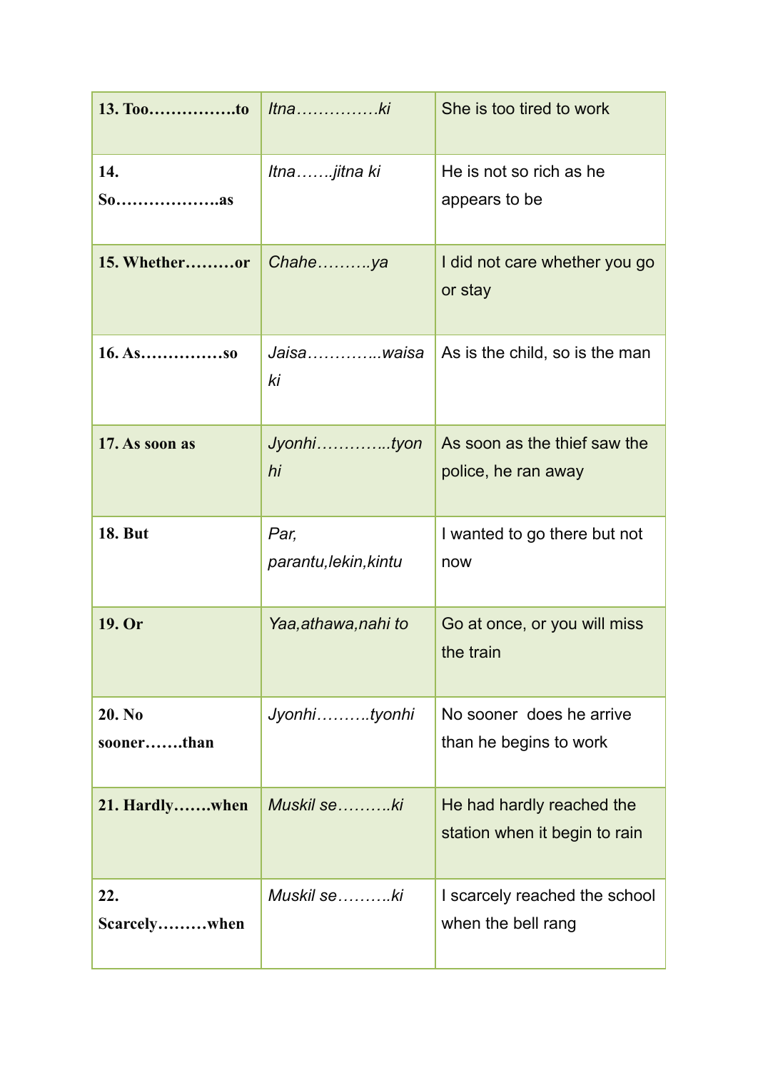| **13. Too……………to** | *Itna……………ki* | She is too tired to work |
|---|---|---|
| **14. So……………….as** | *Itna…….jitna ki* | He is not so rich as he appears to be |
| **15. Whether………or** | *Chahe……….ya* | I did not care whether you go or stay |
| **16. As……………so** | *Jaisa…………..waisa ki* | As is the child, so is the man |
| **17. As soon as** | *Jyonhi…………..tyon hi* | As soon as the thief saw the police, he ran away |
| **18. But** | *Par, parantu,lekin,kintu* | I wanted to go there but not now |
| **19. Or** | *Yaa,athawa,nahi to* | Go at once, or you will miss the train |
| **20. No sooner…….than** | *Jyonhi……….tyonhi* | No sooner  does he arrive than he begins to work |
| **21. Hardly…….when** | *Muskil se……….ki* | He had hardly reached the station when it begin to rain |
| **22. Scarcely………when** | *Muskil se……….ki* | I scarcely reached the school when the bell rang |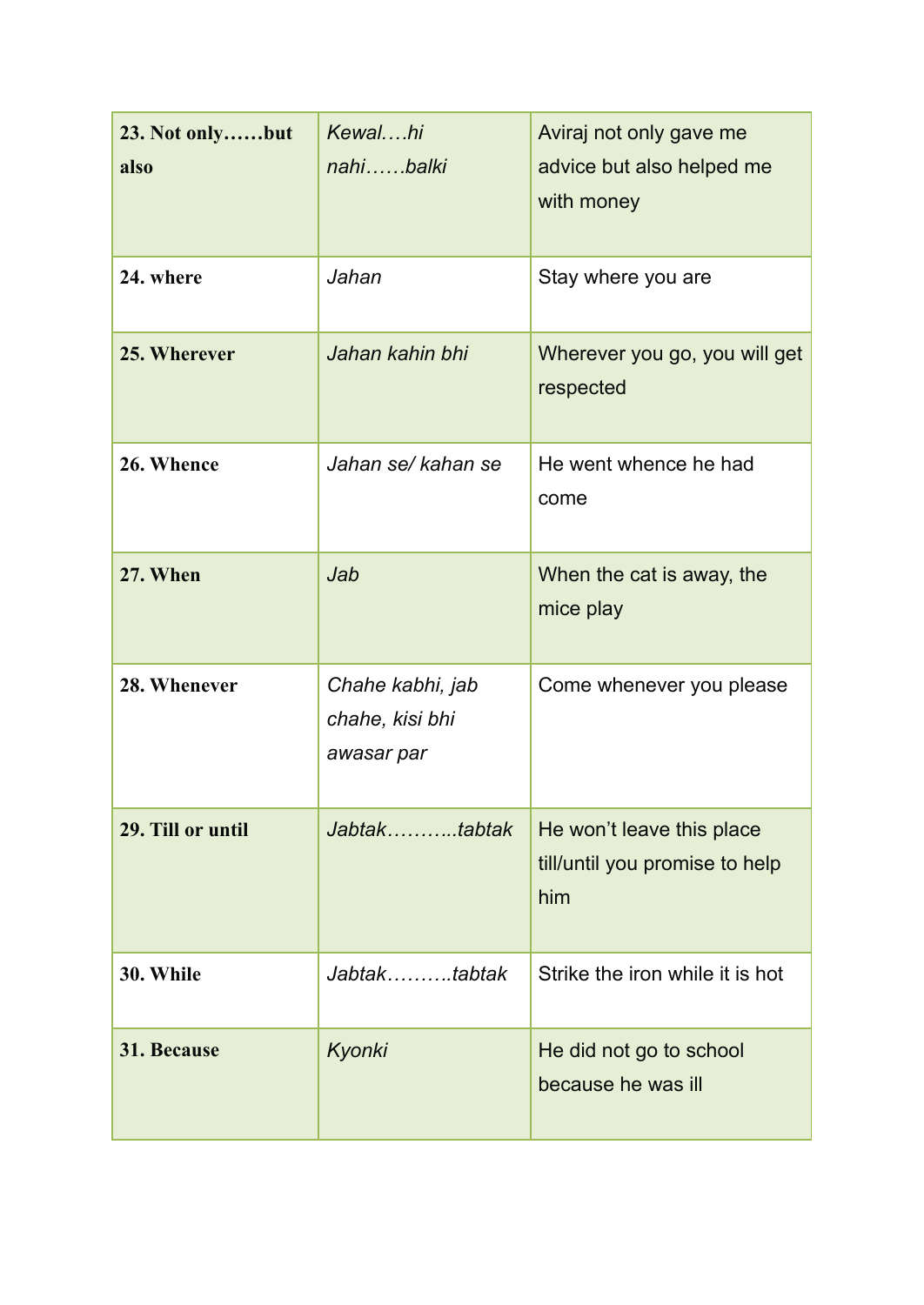| **23. Not only……but also** | *Kewal….hi nahi……balki* | Aviraj not only gave me advice but also helped me with money |
|---|---|---|
| **24. where** | *Jahan* | Stay where you are |
| **25. Wherever** | *Jahan kahin bhi* | Wherever you go, you will get respected |
| **26. Whence** | *Jahan se/ kahan se* | He went whence he had come |
| **27. When** | *Jab* | When the cat is away, the mice play |
| **28. Whenever** | *Chahe kabhi, jab chahe, kisi bhi awasar par* | Come whenever you please |
| **29. Till or until** | *Jabtak………..tabtak* | He won't leave this place till/until you promise to help him |
| **30. While** | *Jabtak……….tabtak* | Strike the iron while it is hot |
| **31. Because** | *Kyonki* | He did not go to school because he was ill |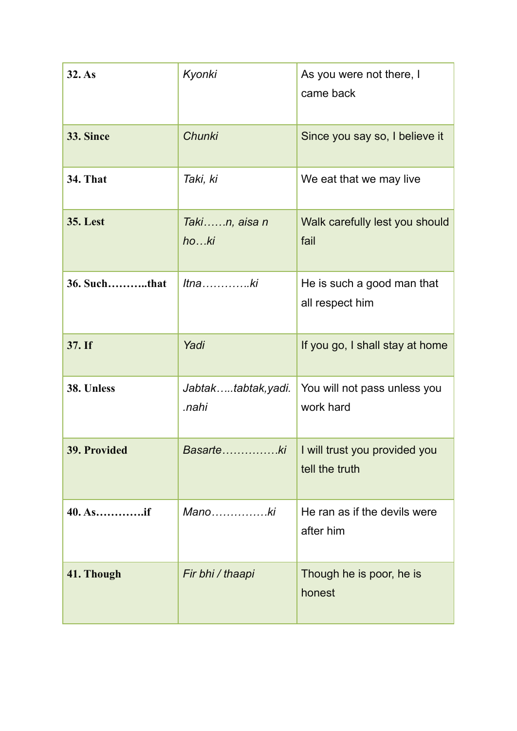| 32. As | *Kyonki* | As you were not there, I came back |
|---|---|---|
| **33. Since** | *Chunki* | Since you say so, I believe it |
| **34. That** | *Taki, ki* | We eat that we may live |
| **35. Lest** | *Taki……n, aisa n ho…ki* | Walk carefully lest you should fail |
| **36. Such………..that** | *Itna…………..ki* | He is such a good man that all respect him |
| **37. If** | *Yadi* | If you go, I shall stay at home |
| **38. Unless** | *Jabtak…..tabtak,yadi..nahi* | You will not pass unless you work hard |
| **39. Provided** | *Basarte……………ki* | I will trust you provided you tell the truth |
| **40. As…………if** | *Mano……………ki* | He ran as if the devils were after him |
| **41. Though** | *Fir bhi / thaapi* | Though he is poor, he is honest |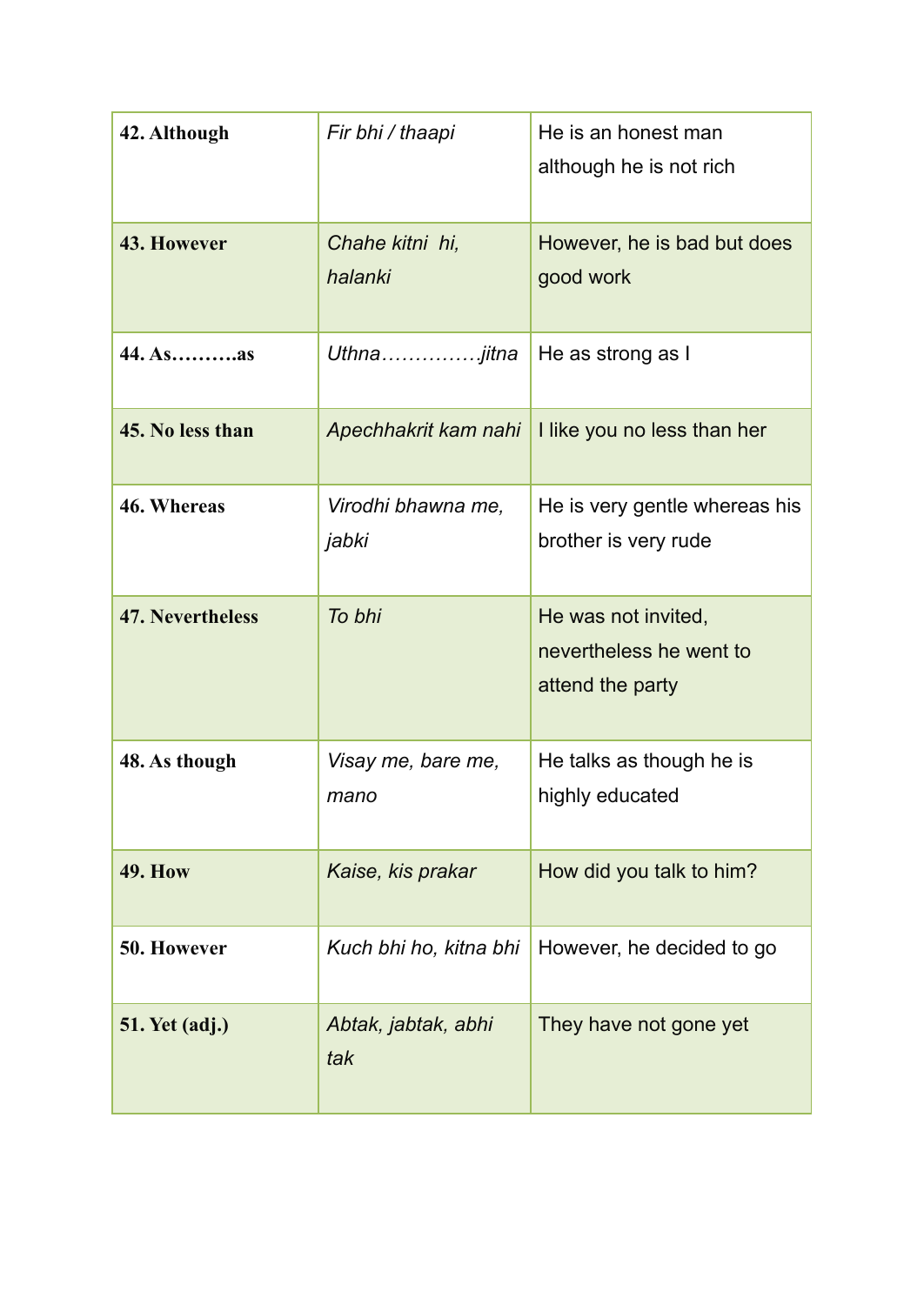| | | |
|---|---|---|
| **42. Although** | *Fir bhi / thaapi* | He is an honest man although he is not rich |
| **43. However** | *Chahe kitni hi, halanki* | However, he is bad but does good work |
| **44. As……….as** | *Uthna……………jitna* | He as strong as I |
| **45. No less than** | *Apechhakrit kam nahi* | I like you no less than her |
| **46. Whereas** | *Virodhi bhawna me, jabki* | He is very gentle whereas his brother is very rude |
| **47. Nevertheless** | *To bhi* | He was not invited, nevertheless he went to attend the party |
| **48. As though** | *Visay me, bare me, mano* | He talks as though he is highly educated |
| **49. How** | *Kaise, kis prakar* | How did you talk to him? |
| **50. However** | *Kuch bhi ho, kitna bhi* | However, he decided to go |
| **51. Yet (adj.)** | *Abtak, jabtak, abhi tak* | They have not gone yet |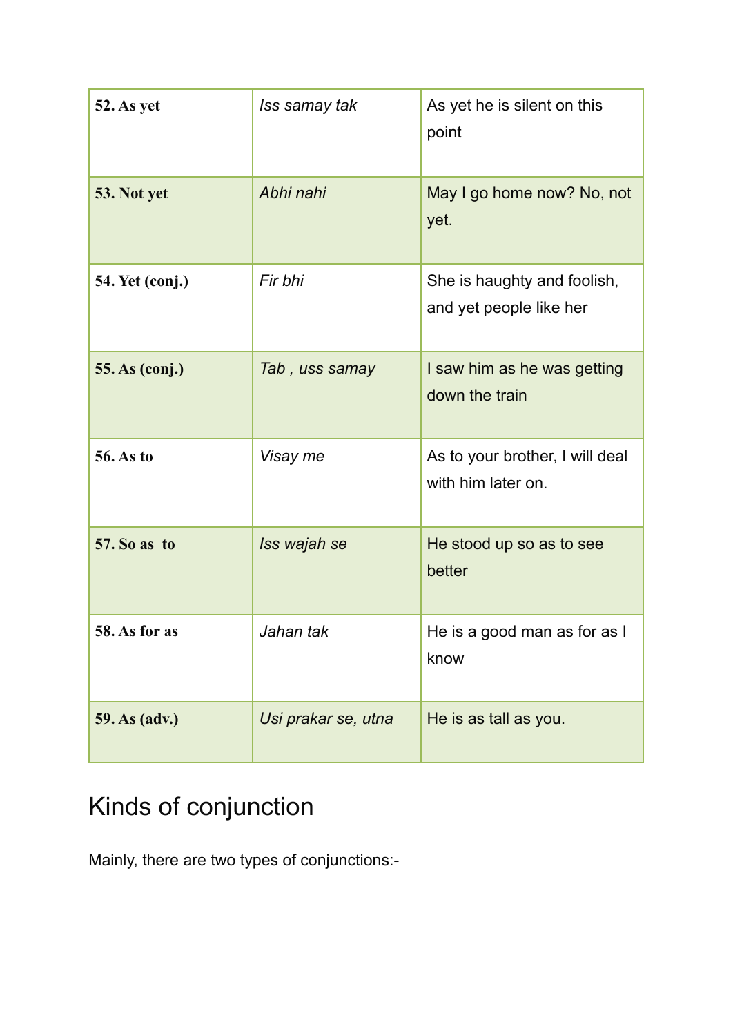| **52. As yet** | *Iss samay tak* | As yet he is silent on this point |
|---|---|---|
| **53. Not yet** | *Abhi nahi* | May I go home now? No, not yet. |
| **54. Yet (conj.)** | *Fir bhi* | She is haughty and foolish, and yet people like her |
| **55. As (conj.)** | *Tab , uss samay* | I saw him as he was getting down the train |
| **56. As to** | *Visay me* | As to your brother, I will deal with him later on. |
| **57. So as to** | *Iss wajah se* | He stood up so as to see better |
| **58. As for as** | *Jahan tak* | He is a good man as for as I know |
| **59. As (adv.)** | *Usi prakar se, utna* | He is as tall as you. |

## Kinds of conjunction

Mainly, there are two types of conjunctions:-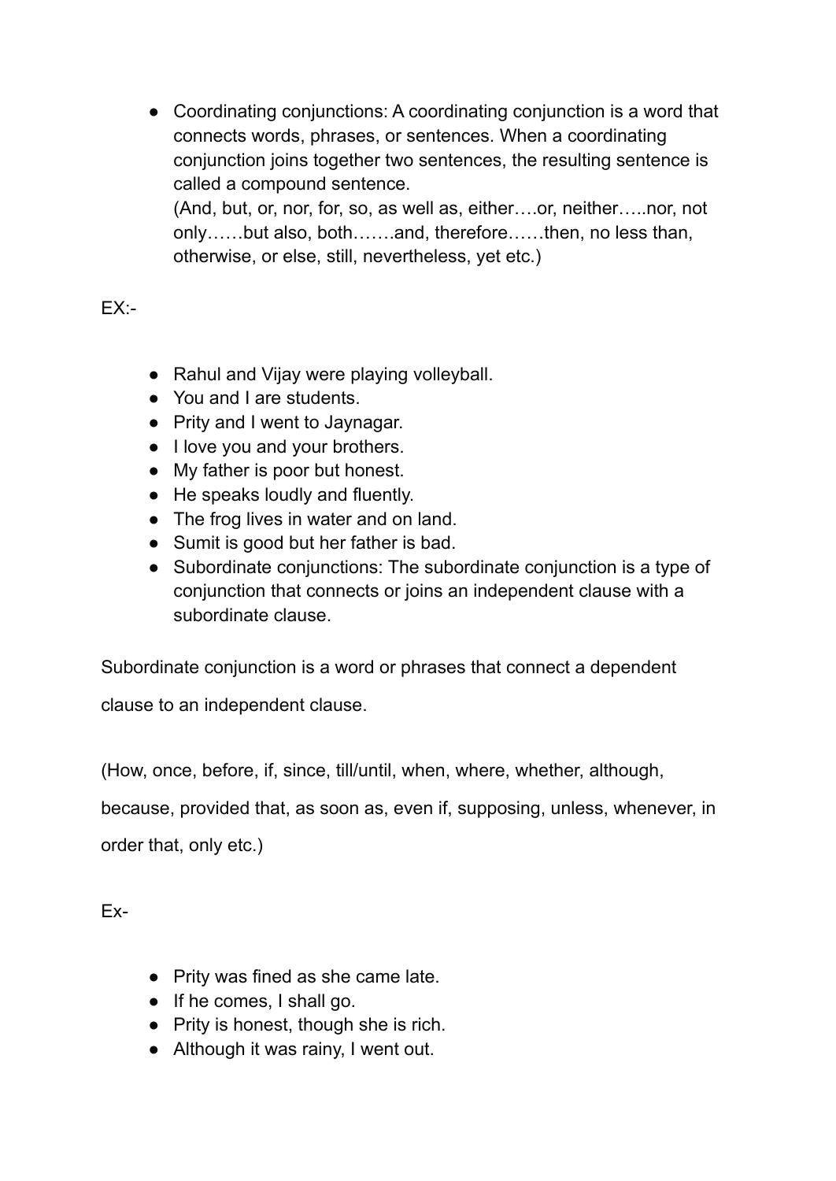- Coordinating conjunctions: A coordinating conjunction is a word that connects words, phrases, or sentences. When a coordinating conjunction joins together two sentences, the resulting sentence is called a compound sentence.
  (And, but, or, nor, for, so, as well as, either….or, neither…..nor, not only……but also, both…….and, therefore……then, no less than, otherwise, or else, still, nevertheless, yet etc.)

EX:-

- Rahul and Vijay were playing volleyball.
- You and I are students.
- Prity and I went to Jaynagar.
- I love you and your brothers.
- My father is poor but honest.
- He speaks loudly and fluently.
- The frog lives in water and on land.
- Sumit is good but her father is bad.
- Subordinate conjunctions: The subordinate conjunction is a type of conjunction that connects or joins an independent clause with a subordinate clause.

Subordinate conjunction is a word or phrases that connect a dependent clause to an independent clause.

(How, once, before, if, since, till/until, when, where, whether, although, because, provided that, as soon as, even if, supposing, unless, whenever, in order that, only etc.)

Ex-

- Prity was fined as she came late.
- If he comes, I shall go.
- Prity is honest, though she is rich.
- Although it was rainy, I went out.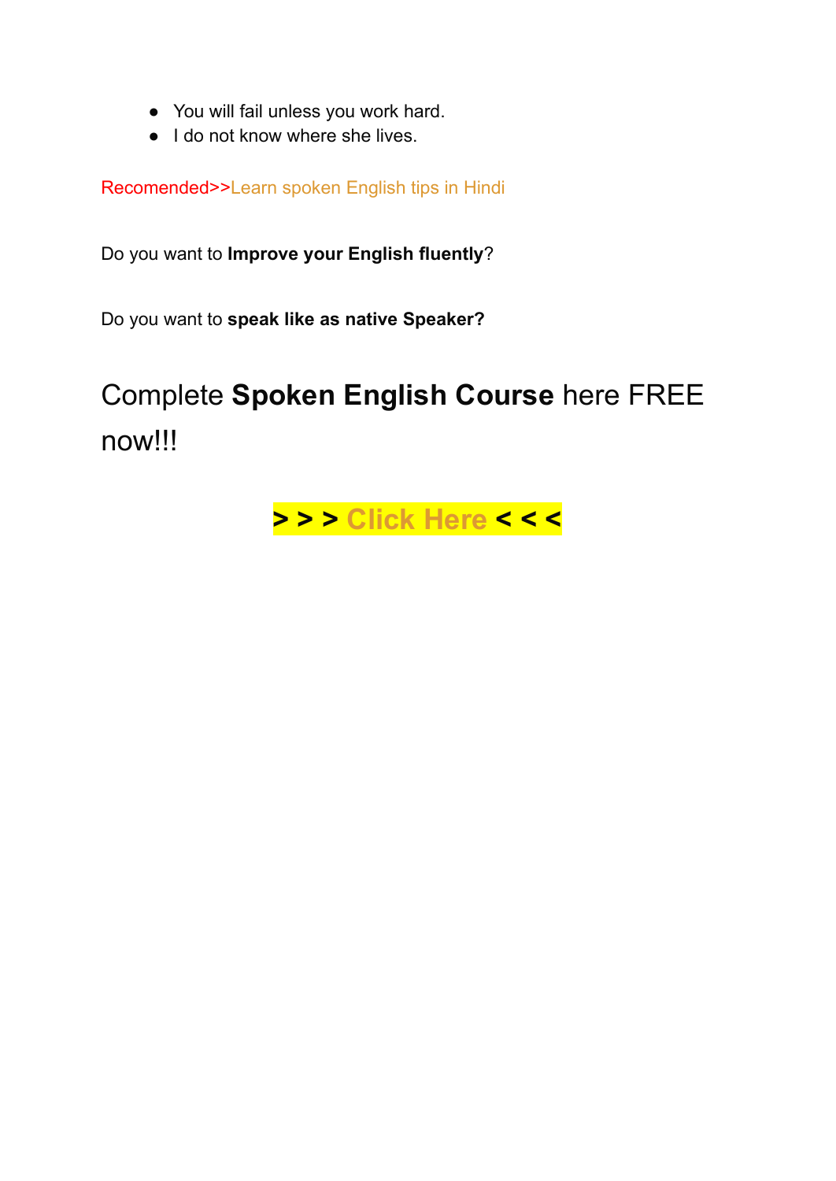- You will fail unless you work hard.
- I do not know where she lives.

Recomended>>Learn spoken English tips in Hindi

Do you want to **Improve your English fluently**?

Do you want to **speak like as native Speaker?**

## Complete **Spoken English Course** here FREE now!!!

**> > > Click Here < < <**